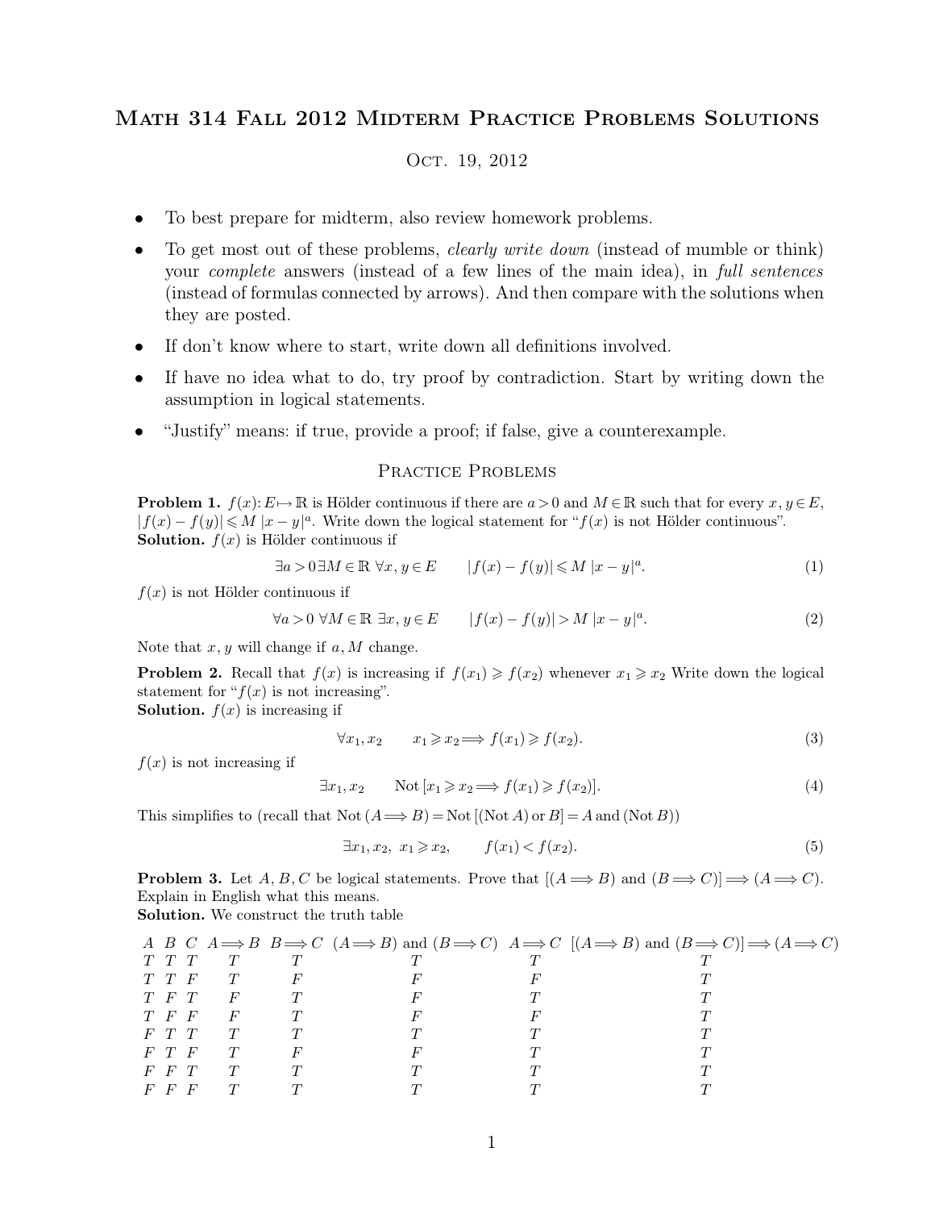# Math 314 Fall 2012 Midterm Practice Problems Solutions

Oct. 19, 2012

- To best prepare for midterm, also review homework problems.
- To get most out of these problems, *clearly write down* (instead of mumble or think) your *complete* answers (instead of a few lines of the main idea), in *full sentences* (instead of formulas connected by arrows). And then compare with the solutions when they are posted.
- If don't know where to start, write down all definitions involved.
- If have no idea what to do, try proof by contradiction. Start by writing down the assumption in logical statements.
- "Justify" means: if true, provide a proof; if false, give a counterexample.

## Practice Problems

**Problem 1.** $f(x): E \mapsto \mathbb{R}$ is Hölder continuous if there are $a > 0$ and $M \in \mathbb{R}$ such that for every $x, y \in E$, $|f(x) - f(y)| \leqslant M |x - y|^a$. Write down the logical statement for "$f(x)$ is not Hölder continuous".

**Solution.** $f(x)$ is Hölder continuous if

$$\exists a > 0 \exists M \in \mathbb{R} \ \forall x, y \in E \qquad |f(x) - f(y)| \leqslant M |x - y|^a. \tag{1}$$

$f(x)$ is not Hölder continuous if

$$\forall a > 0 \ \forall M \in \mathbb{R} \ \exists x, y \in E \qquad |f(x) - f(y)| > M |x - y|^a. \tag{2}$$

Note that $x, y$ will change if $a, M$ change.

**Problem 2.** Recall that $f(x)$ is increasing if $f(x_1) \geqslant f(x_2)$ whenever $x_1 \geqslant x_2$ Write down the logical statement for "$f(x)$ is not increasing".

**Solution.** $f(x)$ is increasing if

$$\forall x_1, x_2 \qquad x_1 \geqslant x_2 \Longrightarrow f(x_1) \geqslant f(x_2). \tag{3}$$

$f(x)$ is not increasing if

$$\exists x_1, x_2 \qquad \text{Not}\, [x_1 \geqslant x_2 \Longrightarrow f(x_1) \geqslant f(x_2)]. \tag{4}$$

This simplifies to (recall that $\text{Not}\,(A \Longrightarrow B) = \text{Not}\,[(\text{Not}\,A) \text{ or } B] = A \text{ and } (\text{Not}\,B)$)

$$\exists x_1, x_2, \ x_1 \geqslant x_2, \qquad f(x_1) < f(x_2). \tag{5}$$

**Problem 3.** Let $A, B, C$ be logical statements. Prove that $[(A \Longrightarrow B) \text{ and } (B \Longrightarrow C)] \Longrightarrow (A \Longrightarrow C)$. Explain in English what this means.

**Solution.** We construct the truth table

| $A$ | $B$ | $C$ | $A \Longrightarrow B$ | $B \Longrightarrow C$ | $(A \Longrightarrow B)$ and $(B \Longrightarrow C)$ | $A \Longrightarrow C$ | $[(A \Longrightarrow B)$ and $(B \Longrightarrow C)] \Longrightarrow (A \Longrightarrow C)$ |
|---|---|---|---|---|---|---|---|
| $T$ | $T$ | $T$ | $T$ | $T$ | $T$ | $T$ | $T$ |
| $T$ | $T$ | $F$ | $T$ | $F$ | $F$ | $F$ | $T$ |
| $T$ | $F$ | $T$ | $F$ | $T$ | $F$ | $T$ | $T$ |
| $T$ | $F$ | $F$ | $F$ | $T$ | $F$ | $F$ | $T$ |
| $F$ | $T$ | $T$ | $T$ | $T$ | $T$ | $T$ | $T$ |
| $F$ | $T$ | $F$ | $T$ | $F$ | $F$ | $T$ | $T$ |
| $F$ | $F$ | $T$ | $T$ | $T$ | $T$ | $T$ | $T$ |
| $F$ | $F$ | $F$ | $T$ | $T$ | $T$ | $T$ | $T$ |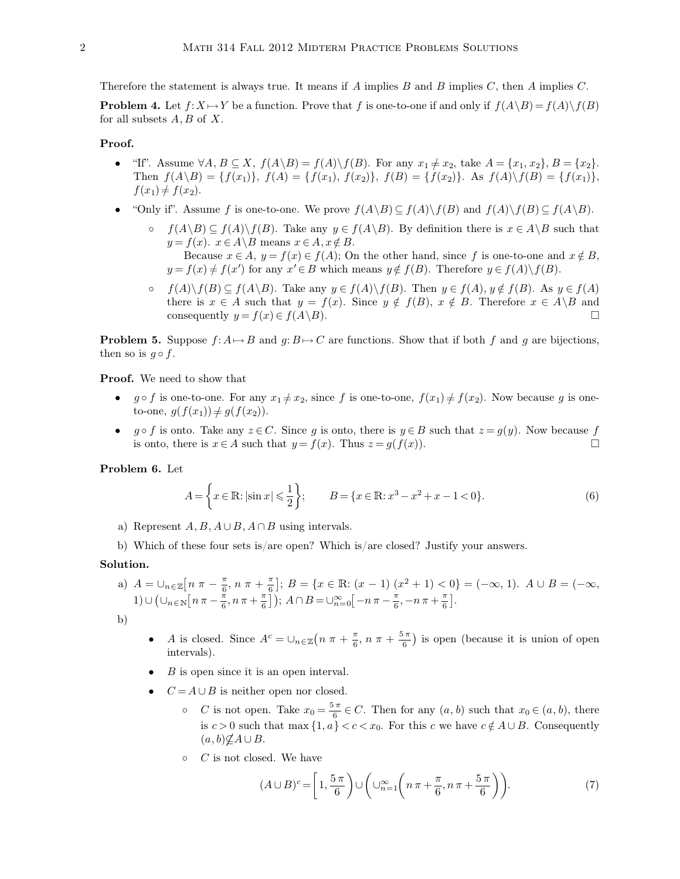Therefore the statement is always true. It means if $A$ implies $B$ and $B$ implies $C$, then $A$ implies $C$.

**Problem 4.** Let $f: X \mapsto Y$ be a function. Prove that $f$ is one-to-one if and only if $f(A \backslash B) = f(A) \backslash f(B)$ for all subsets $A, B$ of $X$.

**Proof.**

- "If". Assume $\forall A, B \subseteq X,\ f(A \backslash B) = f(A) \backslash f(B)$. For any $x_1 \neq x_2$, take $A = \{x_1, x_2\}$, $B = \{x_2\}$. Then $f(A \backslash B) = \{f(x_1)\}$, $f(A) = \{f(x_1), f(x_2)\}$, $f(B) = \{f(x_2)\}$. As $f(A) \backslash f(B) = \{f(x_1)\}$, $f(x_1) \neq f(x_2)$.
- "Only if". Assume $f$ is one-to-one. We prove $f(A \backslash B) \subseteq f(A) \backslash f(B)$ and $f(A) \backslash f(B) \subseteq f(A \backslash B)$.
  - $f(A \backslash B) \subseteq f(A) \backslash f(B)$. Take any $y \in f(A \backslash B)$. By definition there is $x \in A \backslash B$ such that $y = f(x)$. $x \in A \backslash B$ means $x \in A, x \notin B$.
    Because $x \in A$, $y = f(x) \in f(A)$; On the other hand, since $f$ is one-to-one and $x \notin B$, $y = f(x) \neq f(x')$ for any $x' \in B$ which means $y \notin f(B)$. Therefore $y \in f(A) \backslash f(B)$.
  - $f(A) \backslash f(B) \subseteq f(A \backslash B)$. Take any $y \in f(A) \backslash f(B)$. Then $y \in f(A)$, $y \notin f(B)$. As $y \in f(A)$ there is $x \in A$ such that $y = f(x)$. Since $y \notin f(B)$, $x \notin B$. Therefore $x \in A \backslash B$ and consequently $y = f(x) \in f(A \backslash B)$. □

**Problem 5.** Suppose $f: A \mapsto B$ and $g: B \mapsto C$ are functions. Show that if both $f$ and $g$ are bijections, then so is $g \circ f$.

**Proof.** We need to show that

- $g \circ f$ is one-to-one. For any $x_1 \neq x_2$, since $f$ is one-to-one, $f(x_1) \neq f(x_2)$. Now because $g$ is one-to-one, $g(f(x_1)) \neq g(f(x_2))$.
- $g \circ f$ is onto. Take any $z \in C$. Since $g$ is onto, there is $y \in B$ such that $z = g(y)$. Now because $f$ is onto, there is $x \in A$ such that $y = f(x)$. Thus $z = g(f(x))$. □

**Problem 6.** Let

$$A = \left\{x \in \mathbb{R}: |\sin x| \leqslant \frac{1}{2}\right\}; \qquad B = \{x \in \mathbb{R}: x^3 - x^2 + x - 1 < 0\}. \tag{6}$$

a) Represent $A, B, A \cup B, A \cap B$ using intervals.

b) Which of these four sets is/are open? Which is/are closed? Justify your answers.

**Solution.**

a) $A = \cup_{n \in \mathbb{Z}}\left[n\,\pi - \frac{\pi}{6}, n\,\pi + \frac{\pi}{6}\right]$; $B = \{x \in \mathbb{R}: (x-1)\,(x^2+1) < 0\} = (-\infty, 1)$. $A \cup B = (-\infty, 1) \cup \left(\cup_{n \in \mathbb{N}}\left[n\,\pi - \frac{\pi}{6}, n\,\pi + \frac{\pi}{6}\right]\right)$; $A \cap B = \cup_{n=0}^{\infty}\left[-n\,\pi - \frac{\pi}{6}, -n\,\pi + \frac{\pi}{6}\right]$.

b)

- $A$ is closed. Since $A^c = \cup_{n \in \mathbb{Z}}\left(n\,\pi + \frac{\pi}{6}, n\,\pi + \frac{5\,\pi}{6}\right)$ is open (because it is union of open intervals).
- $B$ is open since it is an open interval.
- $C = A \cup B$ is neither open nor closed.
  - $C$ is not open. Take $x_0 = \frac{5\,\pi}{6} \in C$. Then for any $(a, b)$ such that $x_0 \in (a, b)$, there is $c > 0$ such that $\max\{1, a\} < c < x_0$. For this $c$ we have $c \notin A \cup B$. Consequently $(a, b) \nsubseteq A \cup B$.
  - $C$ is not closed. We have

$$(A \cup B)^c = \left[1, \frac{5\,\pi}{6}\right) \cup \left(\cup_{n=1}^{\infty}\left(n\,\pi + \frac{\pi}{6}, n\,\pi + \frac{5\,\pi}{6}\right)\right). \tag{7}$$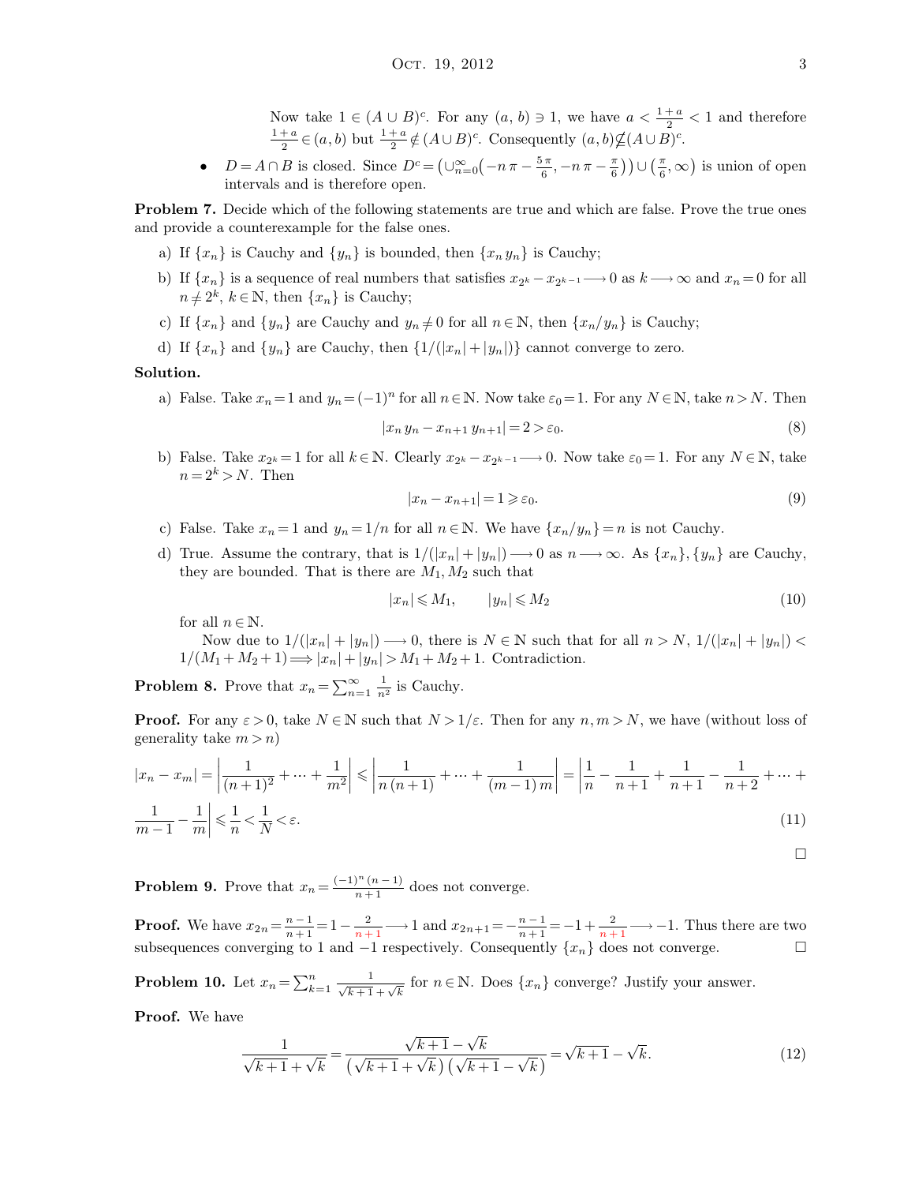Now take $1 \in (A \cup B)^c$. For any $(a, b) \ni 1$, we have $a < \frac{1+a}{2} < 1$ and therefore $\frac{1+a}{2} \in (a, b)$ but $\frac{1+a}{2} \notin (A \cup B)^c$. Consequently $(a, b) \nsubseteq (A \cup B)^c$.

- $D = A \cap B$ is closed. Since $D^c = \left(\cup_{n=0}^{\infty}\left(-n\pi - \frac{5\pi}{6}, -n\pi - \frac{\pi}{6}\right)\right) \cup \left(\frac{\pi}{6}, \infty\right)$ is union of open intervals and is therefore open.

**Problem 7.** Decide which of the following statements are true and which are false. Prove the true ones and provide a counterexample for the false ones.

a) If $\{x_n\}$ is Cauchy and $\{y_n\}$ is bounded, then $\{x_n y_n\}$ is Cauchy;

b) If $\{x_n\}$ is a sequence of real numbers that satisfies $x_{2^k} - x_{2^{k-1}} \longrightarrow 0$ as $k \longrightarrow \infty$ and $x_n = 0$ for all $n \neq 2^k$, $k \in \mathbb{N}$, then $\{x_n\}$ is Cauchy;

c) If $\{x_n\}$ and $\{y_n\}$ are Cauchy and $y_n \neq 0$ for all $n \in \mathbb{N}$, then $\{x_n / y_n\}$ is Cauchy;

d) If $\{x_n\}$ and $\{y_n\}$ are Cauchy, then $\{1/(|x_n| + |y_n|)\}$ cannot converge to zero.

**Solution.**

a) False. Take $x_n = 1$ and $y_n = (-1)^n$ for all $n \in \mathbb{N}$. Now take $\varepsilon_0 = 1$. For any $N \in \mathbb{N}$, take $n > N$. Then

$$|x_n y_n - x_{n+1} y_{n+1}| = 2 > \varepsilon_0. \tag{8}$$

b) False. Take $x_{2^k} = 1$ for all $k \in \mathbb{N}$. Clearly $x_{2^k} - x_{2^{k-1}} \longrightarrow 0$. Now take $\varepsilon_0 = 1$. For any $N \in \mathbb{N}$, take $n = 2^k > N$. Then

$$|x_n - x_{n+1}| = 1 \geqslant \varepsilon_0. \tag{9}$$

c) False. Take $x_n = 1$ and $y_n = 1/n$ for all $n \in \mathbb{N}$. We have $\{x_n / y_n\} = n$ is not Cauchy.

d) True. Assume the contrary, that is $1/(|x_n| + |y_n|) \longrightarrow 0$ as $n \longrightarrow \infty$. As $\{x_n\}, \{y_n\}$ are Cauchy, they are bounded. That is there are $M_1, M_2$ such that

$$|x_n| \leqslant M_1, \qquad |y_n| \leqslant M_2 \tag{10}$$

for all $n \in \mathbb{N}$.

Now due to $1/(|x_n| + |y_n|) \longrightarrow 0$, there is $N \in \mathbb{N}$ such that for all $n > N$, $1/(|x_n| + |y_n|) < 1/(M_1 + M_2 + 1) \Longrightarrow |x_n| + |y_n| > M_1 + M_2 + 1$. Contradiction.

**Problem 8.** Prove that $x_n = \sum_{n=1}^{\infty} \frac{1}{n^2}$ is Cauchy.

**Proof.** For any $\varepsilon > 0$, take $N \in \mathbb{N}$ such that $N > 1/\varepsilon$. Then for any $n, m > N$, we have (without loss of generality take $m > n$)

$$|x_n - x_m| = \left|\frac{1}{(n+1)^2} + \cdots + \frac{1}{m^2}\right| \leqslant \left|\frac{1}{n(n+1)} + \cdots + \frac{1}{(m-1)m}\right| = \left|\frac{1}{n} - \frac{1}{n+1} + \frac{1}{n+1} - \frac{1}{n+2} + \cdots + \frac{1}{m-1} - \frac{1}{m}\right| \leqslant \frac{1}{n} < \frac{1}{N} < \varepsilon. \tag{11}$$

□

**Problem 9.** Prove that $x_n = \frac{(-1)^n (n-1)}{n+1}$ does not converge.

**Proof.** We have $x_{2n} = \frac{n-1}{n+1} = 1 - \frac{2}{n+1} \longrightarrow 1$ and $x_{2n+1} = -\frac{n-1}{n+1} = -1 + \frac{2}{n+1} \longrightarrow -1$. Thus there are two subsequences converging to 1 and $-1$ respectively. Consequently $\{x_n\}$ does not converge. □

**Problem 10.** Let $x_n = \sum_{k=1}^{n} \frac{1}{\sqrt{k+1} + \sqrt{k}}$ for $n \in \mathbb{N}$. Does $\{x_n\}$ converge? Justify your answer.

**Proof.** We have

$$\frac{1}{\sqrt{k+1} + \sqrt{k}} = \frac{\sqrt{k+1} - \sqrt{k}}{\left(\sqrt{k+1} + \sqrt{k}\right)\left(\sqrt{k+1} - \sqrt{k}\right)} = \sqrt{k+1} - \sqrt{k}. \tag{12}$$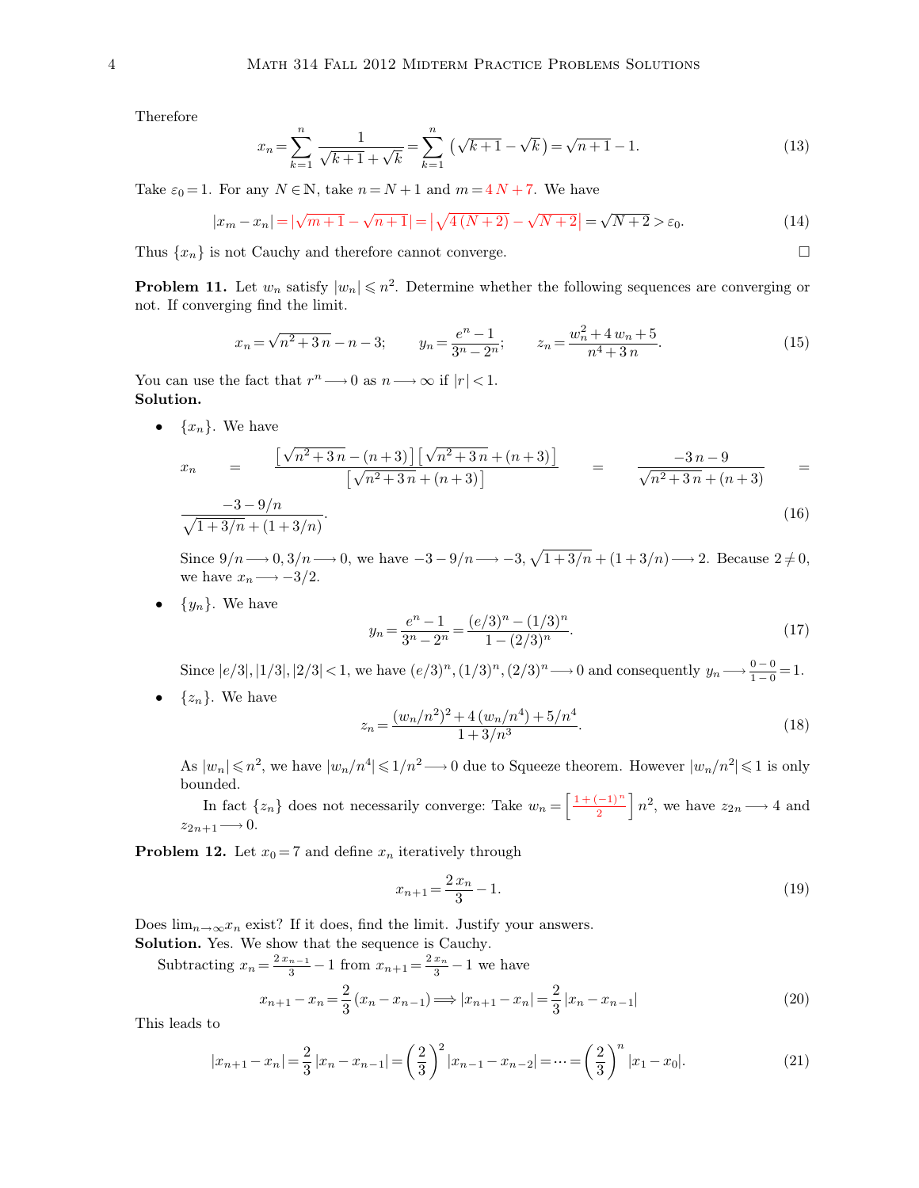Therefore

$$x_n = \sum_{k=1}^{n} \frac{1}{\sqrt{k+1}+\sqrt{k}} = \sum_{k=1}^{n} \left(\sqrt{k+1}-\sqrt{k}\right) = \sqrt{n+1}-1. \tag{13}$$

Take $\varepsilon_0 = 1$. For any $N \in \mathbb{N}$, take $n = N+1$ and $m = 4N+7$. We have

$$|x_m - x_n| = |\sqrt{m+1} - \sqrt{n+1}| = |\sqrt{4(N+2)} - \sqrt{N+2}| = \sqrt{N+2} > \varepsilon_0. \tag{14}$$

Thus $\{x_n\}$ is not Cauchy and therefore cannot converge. $\square$

**Problem 11.** Let $w_n$ satisfy $|w_n| \leqslant n^2$. Determine whether the following sequences are converging or not. If converging find the limit.

$$x_n = \sqrt{n^2+3n} - n - 3; \qquad y_n = \frac{e^n - 1}{3^n - 2^n}; \qquad z_n = \frac{w_n^2 + 4w_n + 5}{n^4 + 3n}. \tag{15}$$

You can use the fact that $r^n \longrightarrow 0$ as $n \longrightarrow \infty$ if $|r| < 1$.

**Solution.**

- $\{x_n\}$. We have

$$x_n = \frac{\left[\sqrt{n^2+3n} - (n+3)\right]\left[\sqrt{n^2+3n} + (n+3)\right]}{\left[\sqrt{n^2+3n} + (n+3)\right]} = \frac{-3n-9}{\sqrt{n^2+3n} + (n+3)} = \frac{-3 - 9/n}{\sqrt{1+3/n} + (1+3/n)}. \tag{16}$$

  Since $9/n \longrightarrow 0, 3/n \longrightarrow 0$, we have $-3 - 9/n \longrightarrow -3$, $\sqrt{1+3/n} + (1+3/n) \longrightarrow 2$. Because $2 \neq 0$, we have $x_n \longrightarrow -3/2$.

- $\{y_n\}$. We have

$$y_n = \frac{e^n - 1}{3^n - 2^n} = \frac{(e/3)^n - (1/3)^n}{1 - (2/3)^n}. \tag{17}$$

  Since $|e/3|, |1/3|, |2/3| < 1$, we have $(e/3)^n, (1/3)^n, (2/3)^n \longrightarrow 0$ and consequently $y_n \longrightarrow \frac{0-0}{1-0} = 1$.

- $\{z_n\}$. We have

$$z_n = \frac{(w_n/n^2)^2 + 4(w_n/n^4) + 5/n^4}{1 + 3/n^3}. \tag{18}$$

  As $|w_n| \leqslant n^2$, we have $|w_n/n^4| \leqslant 1/n^2 \longrightarrow 0$ due to Squeeze theorem. However $|w_n/n^2| \leqslant 1$ is only bounded.

  In fact $\{z_n\}$ does not necessarily converge: Take $w_n = \left[\frac{1+(-1)^n}{2}\right] n^2$, we have $z_{2n} \longrightarrow 4$ and $z_{2n+1} \longrightarrow 0$.

**Problem 12.** Let $x_0 = 7$ and define $x_n$ iteratively through

$$x_{n+1} = \frac{2x_n}{3} - 1. \tag{19}$$

Does $\lim_{n\to\infty} x_n$ exist? If it does, find the limit. Justify your answers.

**Solution.** Yes. We show that the sequence is Cauchy.

Subtracting $x_n = \frac{2x_{n-1}}{3} - 1$ from $x_{n+1} = \frac{2x_n}{3} - 1$ we have

$$x_{n+1} - x_n = \frac{2}{3}(x_n - x_{n-1}) \Longrightarrow |x_{n+1} - x_n| = \frac{2}{3}|x_n - x_{n-1}| \tag{20}$$

This leads to

$$|x_{n+1} - x_n| = \frac{2}{3}|x_n - x_{n-1}| = \left(\frac{2}{3}\right)^2 |x_{n-1} - x_{n-2}| = \cdots = \left(\frac{2}{3}\right)^n |x_1 - x_0|. \tag{21}$$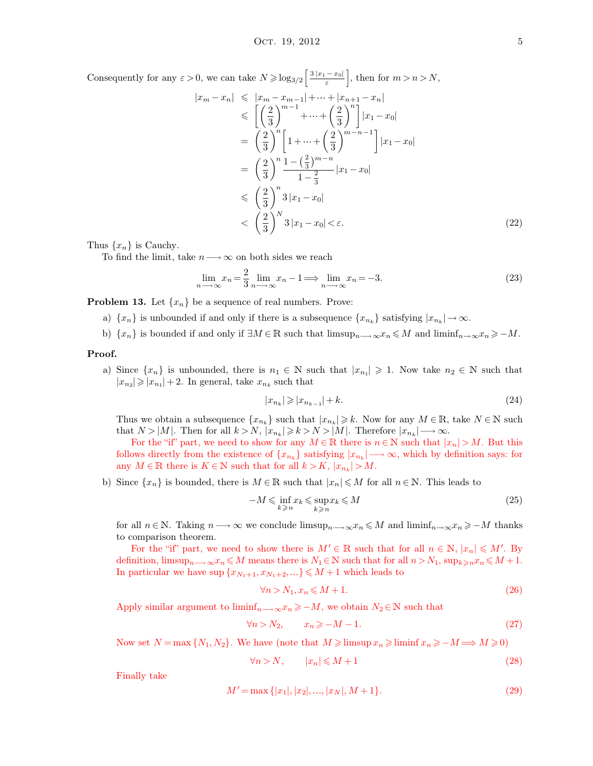Consequently for any $\varepsilon > 0$, we can take $N \geqslant \log_{3/2}\left[\frac{3|x_1 - x_0|}{\varepsilon}\right]$, then for $m > n > N$,

$$
\begin{aligned}
|x_m - x_n| &\leqslant |x_m - x_{m-1}| + \cdots + |x_{n+1} - x_n| \\
&\leqslant \left[\left(\frac{2}{3}\right)^{m-1} + \cdots + \left(\frac{2}{3}\right)^n\right] |x_1 - x_0| \\
&= \left(\frac{2}{3}\right)^n \left[1 + \cdots + \left(\frac{2}{3}\right)^{m-n-1}\right] |x_1 - x_0| \\
&= \left(\frac{2}{3}\right)^n \frac{1 - \left(\frac{2}{3}\right)^{m-n}}{1 - \frac{2}{3}} |x_1 - x_0| \\
&\leqslant \left(\frac{2}{3}\right)^n 3 |x_1 - x_0| \\
&< \left(\frac{2}{3}\right)^N 3 |x_1 - x_0| < \varepsilon.
\end{aligned} \tag{22}
$$

Thus $\{x_n\}$ is Cauchy.

To find the limit, take $n \longrightarrow \infty$ on both sides we reach

$$\lim_{n \longrightarrow \infty} x_n = \frac{2}{3} \lim_{n \longrightarrow \infty} x_n - 1 \Longrightarrow \lim_{n \longrightarrow \infty} x_n = -3. \tag{23}$$

**Problem 13.** Let $\{x_n\}$ be a sequence of real numbers. Prove:

a) $\{x_n\}$ is unbounded if and only if there is a subsequence $\{x_{n_k}\}$ satisfying $|x_{n_k}| \to \infty$.

b) $\{x_n\}$ is bounded if and only if $\exists M \in \mathbb{R}$ such that $\limsup_{n \longrightarrow \infty} x_n \leqslant M$ and $\liminf_{n \to \infty} x_n \geqslant -M$.

**Proof.**

a) Since $\{x_n\}$ is unbounded, there is $n_1 \in \mathbb{N}$ such that $|x_{n_1}| \geqslant 1$. Now take $n_2 \in \mathbb{N}$ such that $|x_{n_2}| \geqslant |x_{n_1}| + 2$. In general, take $x_{n_k}$ such that

$$|x_{n_k}| \geqslant |x_{n_{k-1}}| + k. \tag{24}$$

Thus we obtain a subsequence $\{x_{n_k}\}$ such that $|x_{n_k}| \geqslant k$. Now for any $M \in \mathbb{R}$, take $N \in \mathbb{N}$ such that $N > |M|$. Then for all $k > N$, $|x_{n_k}| \geqslant k > N > |M|$. Therefore $|x_{n_k}| \longrightarrow \infty$.

For the "if" part, we need to show for any $M \in \mathbb{R}$ there is $n \in \mathbb{N}$ such that $|x_n| > M$. But this follows directly from the existence of $\{x_{n_k}\}$ satisfying $|x_{n_k}| \longrightarrow \infty$, which by definition says: for any $M \in \mathbb{R}$ there is $K \in \mathbb{N}$ such that for all $k > K$, $|x_{n_k}| > M$.

b) Since $\{x_n\}$ is bounded, there is $M \in \mathbb{R}$ such that $|x_n| \leqslant M$ for all $n \in \mathbb{N}$. This leads to

$$-M \leqslant \inf_{k \geqslant n} x_k \leqslant \sup_{k \geqslant n} x_k \leqslant M \tag{25}$$

for all $n \in \mathbb{N}$. Taking $n \longrightarrow \infty$ we conclude $\limsup_{n \longrightarrow \infty} x_n \leqslant M$ and $\liminf_{n \to \infty} x_n \geqslant -M$ thanks to comparison theorem.

For the "if" part, we need to show there is $M' \in \mathbb{R}$ such that for all $n \in \mathbb{N}$, $|x_n| \leqslant M'$. By definition, $\limsup_{n \longrightarrow \infty} x_n \leqslant M$ means there is $N_1 \in \mathbb{N}$ such that for all $n > N_1$, $\sup_{k \geqslant n} x_n \leqslant M + 1$. In particular we have $\sup\{x_{N_1+1}, x_{N_1+2}, \ldots\} \leqslant M + 1$ which leads to

$$\forall n > N_1, x_n \leqslant M + 1. \tag{26}$$

Apply similar argument to $\liminf_{n \longrightarrow \infty} x_n \geqslant -M$, we obtain $N_2 \in \mathbb{N}$ such that

$$\forall n > N_2, \qquad x_n \geqslant -M - 1. \tag{27}$$

Now set $N = \max\{N_1, N_2\}$. We have (note that $M \geqslant \limsup x_n \geqslant \liminf x_n \geqslant -M \Longrightarrow M \geqslant 0$)

$$\forall n > N, \qquad |x_n| \leqslant M + 1 \tag{28}$$

Finally take

$$M' = \max\{|x_1|, |x_2|, \ldots, |x_N|, M + 1\}. \tag{29}$$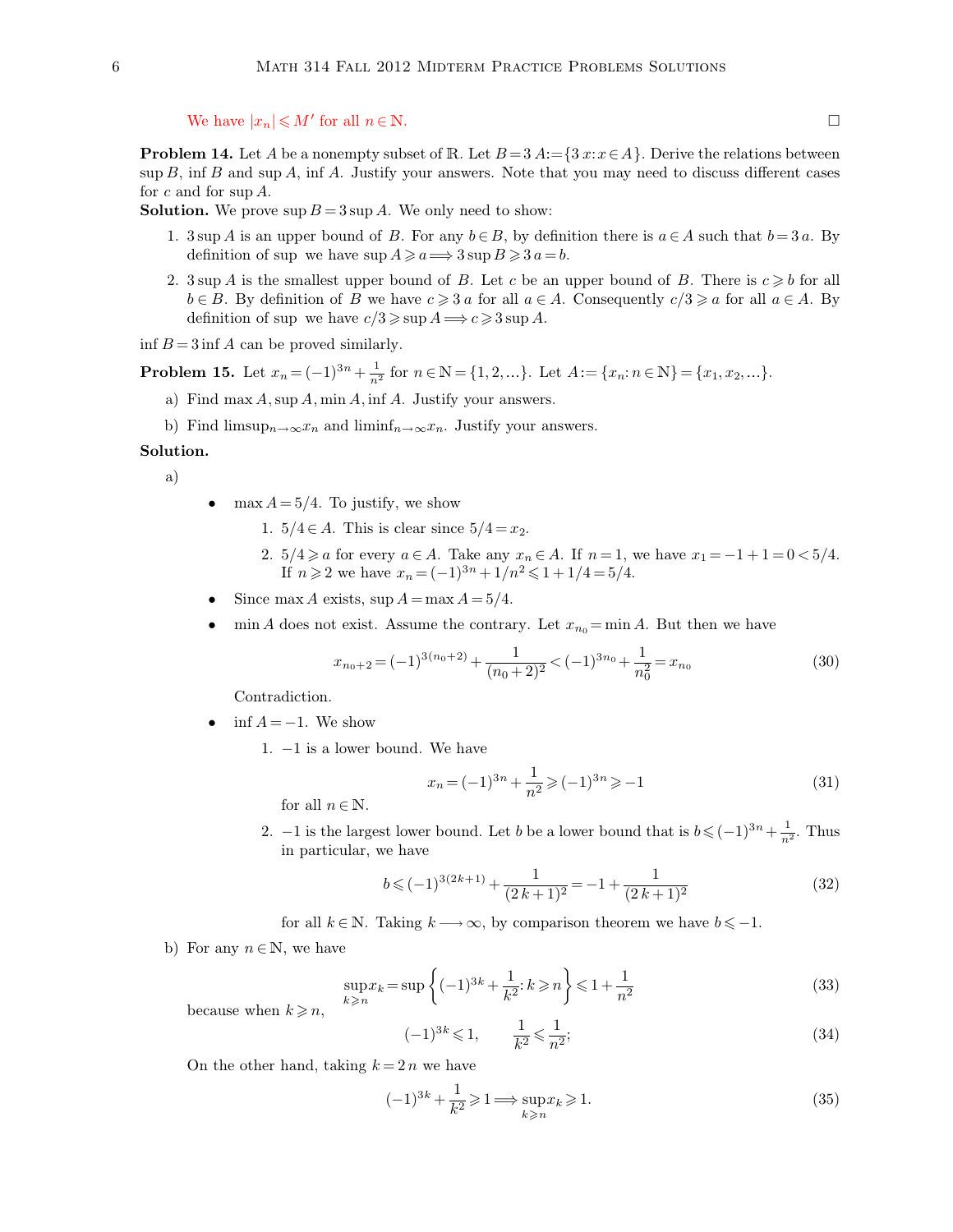We have $|x_n| \leqslant M'$ for all $n \in \mathbb{N}$. □

**Problem 14.** Let $A$ be a nonempty subset of $\mathbb{R}$. Let $B = 3\,A := \{3\,x : x \in A\}$. Derive the relations between $\sup B$, $\inf B$ and $\sup A$, $\inf A$. Justify your answers. Note that you may need to discuss different cases for $c$ and for $\sup A$.

**Solution.** We prove $\sup B = 3 \sup A$. We only need to show:

1. $3 \sup A$ is an upper bound of $B$. For any $b \in B$, by definition there is $a \in A$ such that $b = 3\,a$. By definition of sup we have $\sup A \geqslant a \Longrightarrow 3 \sup B \geqslant 3\,a = b$.
2. $3 \sup A$ is the smallest upper bound of $B$. Let $c$ be an upper bound of $B$. There is $c \geqslant b$ for all $b \in B$. By definition of $B$ we have $c \geqslant 3\,a$ for all $a \in A$. Consequently $c/3 \geqslant a$ for all $a \in A$. By definition of sup we have $c/3 \geqslant \sup A \Longrightarrow c \geqslant 3 \sup A$.

$\inf B = 3 \inf A$ can be proved similarly.

**Problem 15.** Let $x_n = (-1)^{3n} + \frac{1}{n^2}$ for $n \in \mathbb{N} = \{1, 2, \ldots\}$. Let $A := \{x_n : n \in \mathbb{N}\} = \{x_1, x_2, \ldots\}$.

a) Find $\max A, \sup A, \min A, \inf A$. Justify your answers.

b) Find $\limsup_{n \to \infty} x_n$ and $\liminf_{n \to \infty} x_n$. Justify your answers.

**Solution.**

a)

- $\max A = 5/4$. To justify, we show
  1. $5/4 \in A$. This is clear since $5/4 = x_2$.
  2. $5/4 \geqslant a$ for every $a \in A$. Take any $x_n \in A$. If $n = 1$, we have $x_1 = -1 + 1 = 0 < 5/4$. If $n \geqslant 2$ we have $x_n = (-1)^{3n} + 1/n^2 \leqslant 1 + 1/4 = 5/4$.
- Since $\max A$ exists, $\sup A = \max A = 5/4$.
- $\min A$ does not exist. Assume the contrary. Let $x_{n_0} = \min A$. But then we have

$$x_{n_0+2} = (-1)^{3(n_0+2)} + \frac{1}{(n_0+2)^2} < (-1)^{3n_0} + \frac{1}{n_0^2} = x_{n_0} \tag{30}$$

  Contradiction.
- $\inf A = -1$. We show
  1. $-1$ is a lower bound. We have

$$x_n = (-1)^{3n} + \frac{1}{n^2} \geqslant (-1)^{3n} \geqslant -1 \tag{31}$$

     for all $n \in \mathbb{N}$.
  2. $-1$ is the largest lower bound. Let $b$ be a lower bound that is $b \leqslant (-1)^{3n} + \frac{1}{n^2}$. Thus in particular, we have

$$b \leqslant (-1)^{3(2k+1)} + \frac{1}{(2\,k+1)^2} = -1 + \frac{1}{(2\,k+1)^2} \tag{32}$$

     for all $k \in \mathbb{N}$. Taking $k \longrightarrow \infty$, by comparison theorem we have $b \leqslant -1$.

b) For any $n \in \mathbb{N}$, we have

$$\sup_{k \geqslant n} x_k = \sup \left\{ (-1)^{3k} + \frac{1}{k^2} : k \geqslant n \right\} \leqslant 1 + \frac{1}{n^2} \tag{33}$$

because when $k \geqslant n$,

$$(-1)^{3k} \leqslant 1, \qquad \frac{1}{k^2} \leqslant \frac{1}{n^2}; \tag{34}$$

On the other hand, taking $k = 2\,n$ we have

$$(-1)^{3k} + \frac{1}{k^2} \geqslant 1 \Longrightarrow \sup_{k \geqslant n} x_k \geqslant 1. \tag{35}$$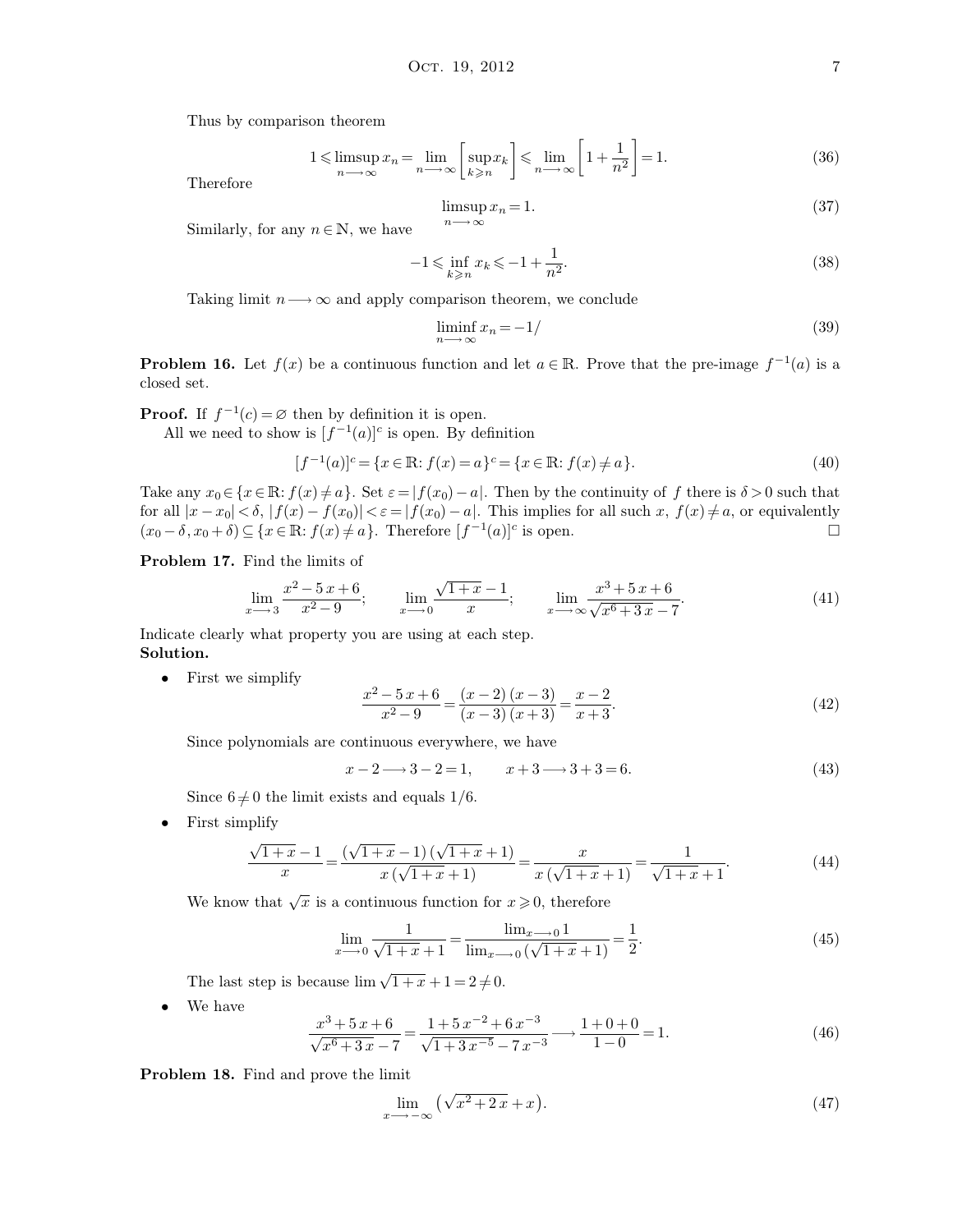Thus by comparison theorem

$$1 \leqslant \limsup_{n \longrightarrow \infty} x_n = \lim_{n \longrightarrow \infty} \left[ \sup_{k \geqslant n} x_k \right] \leqslant \lim_{n \longrightarrow \infty} \left[ 1 + \frac{1}{n^2} \right] = 1. \tag{36}$$

Therefore

$$\limsup_{n \longrightarrow \infty} x_n = 1. \tag{37}$$

Similarly, for any $n \in \mathbb{N}$, we have

$$-1 \leqslant \inf_{k \geqslant n} x_k \leqslant -1 + \frac{1}{n^2}. \tag{38}$$

Taking limit $n \longrightarrow \infty$ and apply comparison theorem, we conclude

$$\liminf_{n \longrightarrow \infty} x_n = -1/ \tag{39}$$

**Problem 16.** Let $f(x)$ be a continuous function and let $a \in \mathbb{R}$. Prove that the pre-image $f^{-1}(a)$ is a closed set.

**Proof.** If $f^{-1}(c) = \varnothing$ then by definition it is open.

All we need to show is $[f^{-1}(a)]^c$ is open. By definition

$$[f^{-1}(a)]^c = \{x \in \mathbb{R}: f(x) = a\}^c = \{x \in \mathbb{R}: f(x) \neq a\}. \tag{40}$$

Take any $x_0 \in \{x \in \mathbb{R}: f(x) \neq a\}$. Set $\varepsilon = |f(x_0) - a|$. Then by the continuity of $f$ there is $\delta > 0$ such that for all $|x - x_0| < \delta$, $|f(x) - f(x_0)| < \varepsilon = |f(x_0) - a|$. This implies for all such $x$, $f(x) \neq a$, or equivalently $(x_0 - \delta, x_0 + \delta) \subseteq \{x \in \mathbb{R}: f(x) \neq a\}$. Therefore $[f^{-1}(a)]^c$ is open. □

**Problem 17.** Find the limits of

$$\lim_{x \longrightarrow 3} \frac{x^2 - 5x + 6}{x^2 - 9}; \qquad \lim_{x \longrightarrow 0} \frac{\sqrt{1+x} - 1}{x}; \qquad \lim_{x \longrightarrow \infty} \frac{x^3 + 5x + 6}{\sqrt{x^6 + 3x} - 7}. \tag{41}$$

Indicate clearly what property you are using at each step.

**Solution.**

- First we simplify

$$\frac{x^2 - 5x + 6}{x^2 - 9} = \frac{(x-2)(x-3)}{(x-3)(x+3)} = \frac{x-2}{x+3}. \tag{42}$$

  Since polynomials are continuous everywhere, we have

$$x - 2 \longrightarrow 3 - 2 = 1, \qquad x + 3 \longrightarrow 3 + 3 = 6. \tag{43}$$

  Since $6 \neq 0$ the limit exists and equals $1/6$.

- First simplify

$$\frac{\sqrt{1+x} - 1}{x} = \frac{(\sqrt{1+x} - 1)(\sqrt{1+x} + 1)}{x(\sqrt{1+x} + 1)} = \frac{x}{x(\sqrt{1+x} + 1)} = \frac{1}{\sqrt{1+x} + 1}. \tag{44}$$

  We know that $\sqrt{x}$ is a continuous function for $x \geqslant 0$, therefore

$$\lim_{x \longrightarrow 0} \frac{1}{\sqrt{1+x} + 1} = \frac{\lim_{x \longrightarrow 0} 1}{\lim_{x \longrightarrow 0} (\sqrt{1+x} + 1)} = \frac{1}{2}. \tag{45}$$

  The last step is because $\lim \sqrt{1+x} + 1 = 2 \neq 0$.

- We have

$$\frac{x^3 + 5x + 6}{\sqrt{x^6 + 3x} - 7} = \frac{1 + 5x^{-2} + 6x^{-3}}{\sqrt{1 + 3x^{-5}} - 7x^{-3}} \longrightarrow \frac{1 + 0 + 0}{1 - 0} = 1. \tag{46}$$

**Problem 18.** Find and prove the limit

$$\lim_{x \longrightarrow -\infty} \left( \sqrt{x^2 + 2x} + x \right). \tag{47}$$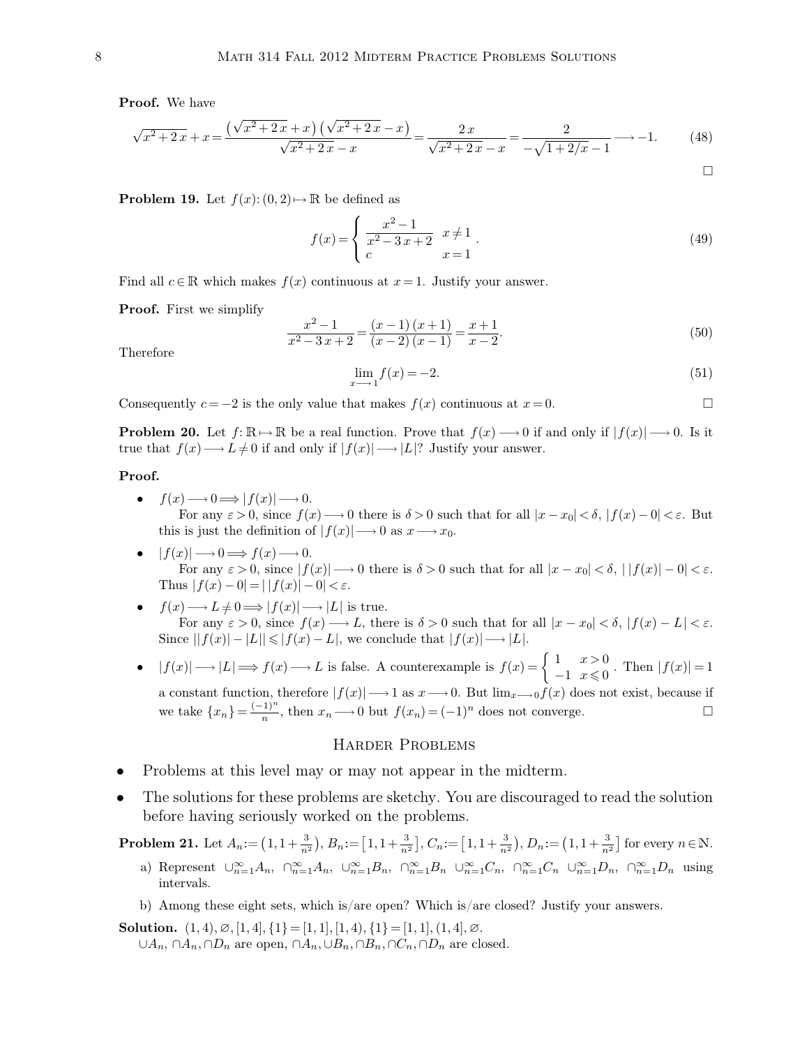**Proof.** We have

$$\sqrt{x^2+2\,x}+x=\frac{\left(\sqrt{x^2+2\,x}+x\right)\left(\sqrt{x^2+2\,x}-x\right)}{\sqrt{x^2+2\,x}-x}=\frac{2\,x}{\sqrt{x^2+2\,x}-x}=\frac{2}{-\sqrt{1+2/x}-1}\longrightarrow -1. \tag{48}$$

$\square$

**Problem 19.** Let $f(x)\colon(0,2)\mapsto\mathbb{R}$ be defined as

$$f(x)=\begin{cases}\dfrac{x^2-1}{x^2-3\,x+2} & x\neq 1\\ c & x=1\end{cases}. \tag{49}$$

Find all $c\in\mathbb{R}$ which makes $f(x)$ continuous at $x=1$. Justify your answer.

**Proof.** First we simplify

$$\frac{x^2-1}{x^2-3\,x+2}=\frac{(x-1)\,(x+1)}{(x-2)\,(x-1)}=\frac{x+1}{x-2}. \tag{50}$$

Therefore

$$\lim_{x\longrightarrow 1}f(x)=-2. \tag{51}$$

Consequently $c=-2$ is the only value that makes $f(x)$ continuous at $x=0$. $\square$

**Problem 20.** Let $f\colon\mathbb{R}\mapsto\mathbb{R}$ be a real function. Prove that $f(x)\longrightarrow 0$ if and only if $|f(x)|\longrightarrow 0$. Is it true that $f(x)\longrightarrow L\neq 0$ if and only if $|f(x)|\longrightarrow|L|$? Justify your answer.

**Proof.**

- $f(x)\longrightarrow 0\Longrightarrow|f(x)|\longrightarrow 0$.
  For any $\varepsilon>0$, since $f(x)\longrightarrow 0$ there is $\delta>0$ such that for all $|x-x_0|<\delta$, $|f(x)-0|<\varepsilon$. But this is just the definition of $|f(x)|\longrightarrow 0$ as $x\longrightarrow x_0$.
- $|f(x)|\longrightarrow 0\Longrightarrow f(x)\longrightarrow 0$.
  For any $\varepsilon>0$, since $|f(x)|\longrightarrow 0$ there is $\delta>0$ such that for all $|x-x_0|<\delta$, $|\,|f(x)|-0|<\varepsilon$. Thus $|f(x)-0|=|\,|f(x)|-0|<\varepsilon$.
- $f(x)\longrightarrow L\neq 0\Longrightarrow|f(x)|\longrightarrow|L|$ is true.
  For any $\varepsilon>0$, since $f(x)\longrightarrow L$, there is $\delta>0$ such that for all $|x-x_0|<\delta$, $|f(x)-L|<\varepsilon$. Since $||f(x)|-|L||\leqslant|f(x)-L|$, we conclude that $|f(x)|\longrightarrow|L|$.
- $|f(x)|\longrightarrow|L|\Longrightarrow f(x)\longrightarrow L$ is false. A counterexample is $f(x)=\begin{cases}1 & x>0\\ -1 & x\leqslant 0\end{cases}$. Then $|f(x)|=1$ a constant function, therefore $|f(x)|\longrightarrow 1$ as $x\longrightarrow 0$. But $\lim_{x\longrightarrow 0}f(x)$ does not exist, because if we take $\{x_n\}=\frac{(-1)^n}{n}$, then $x_n\longrightarrow 0$ but $f(x_n)=(-1)^n$ does not converge. $\square$

## Harder Problems

- Problems at this level may or may not appear in the midterm.
- The solutions for these problems are sketchy. You are discouraged to read the solution before having seriously worked on the problems.

**Problem 21.** Let $A_n:=\left(1,1+\frac{3}{n^2}\right)$, $B_n:=\left[1,1+\frac{3}{n^2}\right]$, $C_n:=\left[1,1+\frac{3}{n^2}\right)$, $D_n:=\left(1,1+\frac{3}{n^2}\right]$ for every $n\in\mathbb{N}$.

a) Represent $\cup_{n=1}^{\infty}A_n$, $\cap_{n=1}^{\infty}A_n$, $\cup_{n=1}^{\infty}B_n$, $\cap_{n=1}^{\infty}B_n$ $\cup_{n=1}^{\infty}C_n$, $\cap_{n=1}^{\infty}C_n$ $\cup_{n=1}^{\infty}D_n$, $\cap_{n=1}^{\infty}D_n$ using intervals.

b) Among these eight sets, which is/are open? Which is/are closed? Justify your answers.

**Solution.** $(1,4),\varnothing,[1,4],\{1\}=[1,1],[1,4),\{1\}=[1,1],(1,4],\varnothing$.
$\cup A_n$, $\cap A_n$, $\cap D_n$ are open, $\cap A_n$, $\cup B_n$, $\cap B_n$, $\cap C_n$, $\cap D_n$ are closed.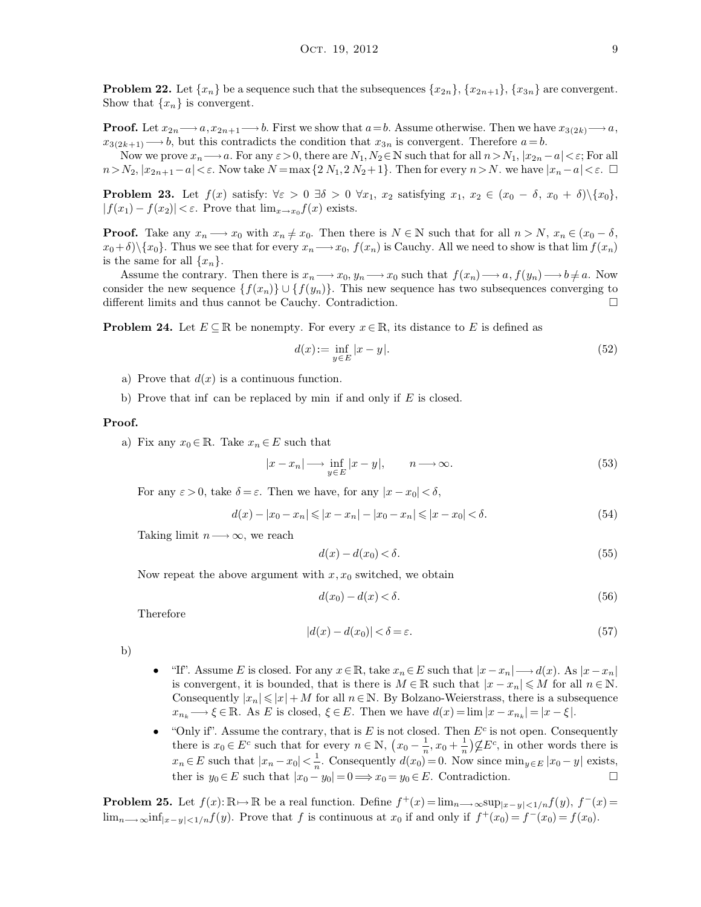**Problem 22.** Let $\{x_n\}$ be a sequence such that the subsequences $\{x_{2n}\}$, $\{x_{2n+1}\}$, $\{x_{3n}\}$ are convergent. Show that $\{x_n\}$ is convergent.

**Proof.** Let $x_{2n} \longrightarrow a, x_{2n+1} \longrightarrow b$. First we show that $a = b$. Assume otherwise. Then we have $x_{3(2k)} \longrightarrow a$, $x_{3(2k+1)} \longrightarrow b$, but this contradicts the condition that $x_{3n}$ is convergent. Therefore $a = b$.

Now we prove $x_n \longrightarrow a$. For any $\varepsilon > 0$, there are $N_1, N_2 \in \mathbb{N}$ such that for all $n > N_1$, $|x_{2n} - a| < \varepsilon$; For all $n > N_2$, $|x_{2n+1} - a| < \varepsilon$. Now take $N = \max\{2 N_1, 2 N_2 + 1\}$. Then for every $n > N$. we have $|x_n - a| < \varepsilon$. □

**Problem 23.** Let $f(x)$ satisfy: $\forall \varepsilon > 0$ $\exists \delta > 0$ $\forall x_1, x_2$ satisfying $x_1, x_2 \in (x_0 - \delta, x_0 + \delta) \backslash \{x_0\}$, $|f(x_1) - f(x_2)| < \varepsilon$. Prove that $\lim_{x \to x_0} f(x)$ exists.

**Proof.** Take any $x_n \longrightarrow x_0$ with $x_n \neq x_0$. Then there is $N \in \mathbb{N}$ such that for all $n > N$, $x_n \in (x_0 - \delta, x_0 + \delta) \backslash \{x_0\}$. Thus we see that for every $x_n \longrightarrow x_0$, $f(x_n)$ is Cauchy. All we need to show is that $\lim f(x_n)$ is the same for all $\{x_n\}$.

Assume the contrary. Then there is $x_n \longrightarrow x_0$, $y_n \longrightarrow x_0$ such that $f(x_n) \longrightarrow a$, $f(y_n) \longrightarrow b \neq a$. Now consider the new sequence $\{f(x_n)\} \cup \{f(y_n)\}$. This new sequence has two subsequences converging to different limits and thus cannot be Cauchy. Contradiction. □

**Problem 24.** Let $E \subseteq \mathbb{R}$ be nonempty. For every $x \in \mathbb{R}$, its distance to $E$ is defined as

$$d(x) := \inf_{y \in E} |x - y|. \tag{52}$$

a) Prove that $d(x)$ is a continuous function.

b) Prove that inf can be replaced by min if and only if $E$ is closed.

**Proof.**

a) Fix any $x_0 \in \mathbb{R}$. Take $x_n \in E$ such that

$$|x - x_n| \longrightarrow \inf_{y \in E} |x - y|, \qquad n \longrightarrow \infty. \tag{53}$$

For any $\varepsilon > 0$, take $\delta = \varepsilon$. Then we have, for any $|x - x_0| < \delta$,

$$d(x) - |x_0 - x_n| \leqslant |x - x_n| - |x_0 - x_n| \leqslant |x - x_0| < \delta. \tag{54}$$

Taking limit $n \longrightarrow \infty$, we reach

$$d(x) - d(x_0) < \delta. \tag{55}$$

Now repeat the above argument with $x, x_0$ switched, we obtain

$$d(x_0) - d(x) < \delta. \tag{56}$$

Therefore

$$|d(x) - d(x_0)| < \delta = \varepsilon. \tag{57}$$

b)

- "If". Assume $E$ is closed. For any $x \in \mathbb{R}$, take $x_n \in E$ such that $|x - x_n| \longrightarrow d(x)$. As $|x - x_n|$ is convergent, it is bounded, that is there is $M \in \mathbb{R}$ such that $|x - x_n| \leqslant M$ for all $n \in \mathbb{N}$. Consequently $|x_n| \leqslant |x| + M$ for all $n \in \mathbb{N}$. By Bolzano-Weierstrass, there is a subsequence $x_{n_k} \longrightarrow \xi \in \mathbb{R}$. As $E$ is closed, $\xi \in E$. Then we have $d(x) = \lim |x - x_{n_k}| = |x - \xi|$.
- "Only if". Assume the contrary, that is $E$ is not closed. Then $E^c$ is not open. Consequently there is $x_0 \in E^c$ such that for every $n \in \mathbb{N}$, $\left(x_0 - \frac{1}{n}, x_0 + \frac{1}{n}\right) \nsubseteq E^c$, in other words there is $x_n \in E$ such that $|x_n - x_0| < \frac{1}{n}$. Consequently $d(x_0) = 0$. Now since $\min_{y \in E} |x_0 - y|$ exists, ther is $y_0 \in E$ such that $|x_0 - y_0| = 0 \Longrightarrow x_0 = y_0 \in E$. Contradiction. □

**Problem 25.** Let $f(x): \mathbb{R} \mapsto \mathbb{R}$ be a real function. Define $f^+(x) = \lim_{n \longrightarrow \infty} \sup_{|x - y| < 1/n} f(y)$, $f^-(x) = \lim_{n \longrightarrow \infty} \inf_{|x - y| < 1/n} f(y)$. Prove that $f$ is continuous at $x_0$ if and only if $f^+(x_0) = f^-(x_0) = f(x_0)$.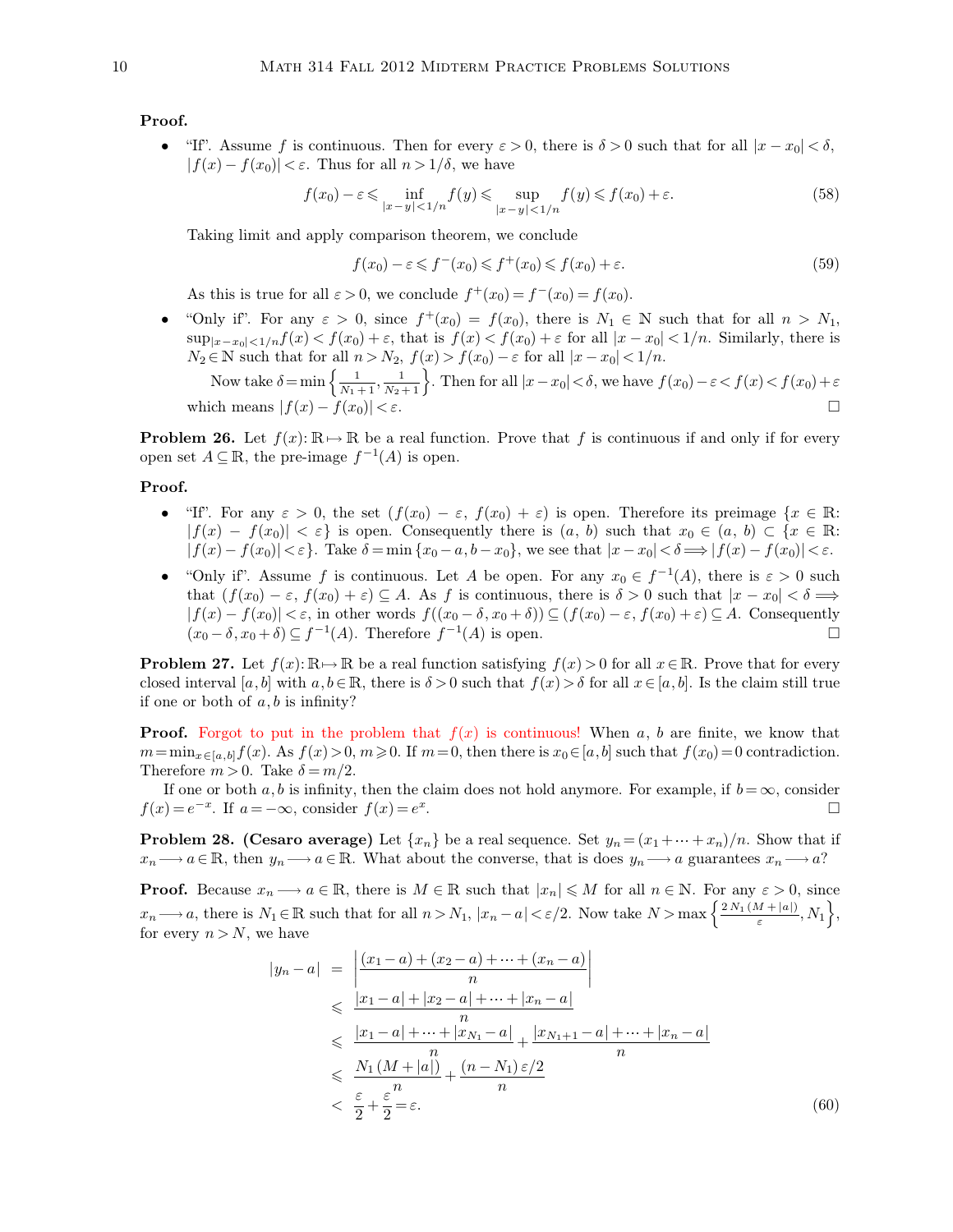**Proof.**

- "If". Assume $f$ is continuous. Then for every $\varepsilon > 0$, there is $\delta > 0$ such that for all $|x - x_0| < \delta$, $|f(x) - f(x_0)| < \varepsilon$. Thus for all $n > 1/\delta$, we have

$$f(x_0) - \varepsilon \leqslant \inf_{|x-y|<1/n} f(y) \leqslant \sup_{|x-y|<1/n} f(y) \leqslant f(x_0) + \varepsilon. \tag{58}$$

  Taking limit and apply comparison theorem, we conclude

$$f(x_0) - \varepsilon \leqslant f^-(x_0) \leqslant f^+(x_0) \leqslant f(x_0) + \varepsilon. \tag{59}$$

  As this is true for all $\varepsilon > 0$, we conclude $f^+(x_0) = f^-(x_0) = f(x_0)$.

- "Only if". For any $\varepsilon > 0$, since $f^+(x_0) = f(x_0)$, there is $N_1 \in \mathbb{N}$ such that for all $n > N_1$, $\sup_{|x-x_0|<1/n} f(x) < f(x_0) + \varepsilon$, that is $f(x) < f(x_0) + \varepsilon$ for all $|x - x_0| < 1/n$. Similarly, there is $N_2 \in \mathbb{N}$ such that for all $n > N_2$, $f(x) > f(x_0) - \varepsilon$ for all $|x - x_0| < 1/n$.

  Now take $\delta = \min\left\{\frac{1}{N_1+1}, \frac{1}{N_2+1}\right\}$. Then for all $|x - x_0| < \delta$, we have $f(x_0) - \varepsilon < f(x) < f(x_0) + \varepsilon$ which means $|f(x) - f(x_0)| < \varepsilon$. □

**Problem 26.** Let $f(x): \mathbb{R} \mapsto \mathbb{R}$ be a real function. Prove that $f$ is continuous if and only if for every open set $A \subseteq \mathbb{R}$, the pre-image $f^{-1}(A)$ is open.

**Proof.**

- "If". For any $\varepsilon > 0$, the set $(f(x_0) - \varepsilon, f(x_0) + \varepsilon)$ is open. Therefore its preimage $\{x \in \mathbb{R}: |f(x) - f(x_0)| < \varepsilon\}$ is open. Consequently there is $(a, b)$ such that $x_0 \in (a, b) \subset \{x \in \mathbb{R}: |f(x) - f(x_0)| < \varepsilon\}$. Take $\delta = \min\{x_0 - a, b - x_0\}$, we see that $|x - x_0| < \delta \Longrightarrow |f(x) - f(x_0)| < \varepsilon$.
- "Only if". Assume $f$ is continuous. Let $A$ be open. For any $x_0 \in f^{-1}(A)$, there is $\varepsilon > 0$ such that $(f(x_0) - \varepsilon, f(x_0) + \varepsilon) \subseteq A$. As $f$ is continuous, there is $\delta > 0$ such that $|x - x_0| < \delta \Longrightarrow |f(x) - f(x_0)| < \varepsilon$, in other words $f((x_0 - \delta, x_0 + \delta)) \subseteq (f(x_0) - \varepsilon, f(x_0) + \varepsilon) \subseteq A$. Consequently $(x_0 - \delta, x_0 + \delta) \subseteq f^{-1}(A)$. Therefore $f^{-1}(A)$ is open. □

**Problem 27.** Let $f(x): \mathbb{R} \mapsto \mathbb{R}$ be a real function satisfying $f(x) > 0$ for all $x \in \mathbb{R}$. Prove that for every closed interval $[a, b]$ with $a, b \in \mathbb{R}$, there is $\delta > 0$ such that $f(x) > \delta$ for all $x \in [a, b]$. Is the claim still true if one or both of $a, b$ is infinity?

**Proof.** Forgot to put in the problem that $f(x)$ is continuous! When $a$, $b$ are finite, we know that $m = \min_{x \in [a,b]} f(x)$. As $f(x) > 0$, $m \geqslant 0$. If $m = 0$, then there is $x_0 \in [a, b]$ such that $f(x_0) = 0$ contradiction. Therefore $m > 0$. Take $\delta = m/2$.

If one or both $a, b$ is infinity, then the claim does not hold anymore. For example, if $b = \infty$, consider $f(x) = e^{-x}$. If $a = -\infty$, consider $f(x) = e^x$. □

**Problem 28. (Cesaro average)** Let $\{x_n\}$ be a real sequence. Set $y_n = (x_1 + \cdots + x_n)/n$. Show that if $x_n \longrightarrow a \in \mathbb{R}$, then $y_n \longrightarrow a \in \mathbb{R}$. What about the converse, that is does $y_n \longrightarrow a$ guarantees $x_n \longrightarrow a$?

**Proof.** Because $x_n \longrightarrow a \in \mathbb{R}$, there is $M \in \mathbb{R}$ such that $|x_n| \leqslant M$ for all $n \in \mathbb{N}$. For any $\varepsilon > 0$, since $x_n \longrightarrow a$, there is $N_1 \in \mathbb{R}$ such that for all $n > N_1$, $|x_n - a| < \varepsilon/2$. Now take $N > \max\left\{\frac{2 N_1 (M + |a|)}{\varepsilon}, N_1\right\}$, for every $n > N$, we have

$$\begin{aligned}
|y_n - a| &= \left|\frac{(x_1 - a) + (x_2 - a) + \cdots + (x_n - a)}{n}\right| \\
&\leqslant \frac{|x_1 - a| + |x_2 - a| + \cdots + |x_n - a|}{n} \\
&\leqslant \frac{|x_1 - a| + \cdots + |x_{N_1} - a|}{n} + \frac{|x_{N_1+1} - a| + \cdots + |x_n - a|}{n} \\
&\leqslant \frac{N_1 (M + |a|)}{n} + \frac{(n - N_1)\,\varepsilon/2}{n} \\
&< \frac{\varepsilon}{2} + \frac{\varepsilon}{2} = \varepsilon.
\end{aligned} \tag{60}$$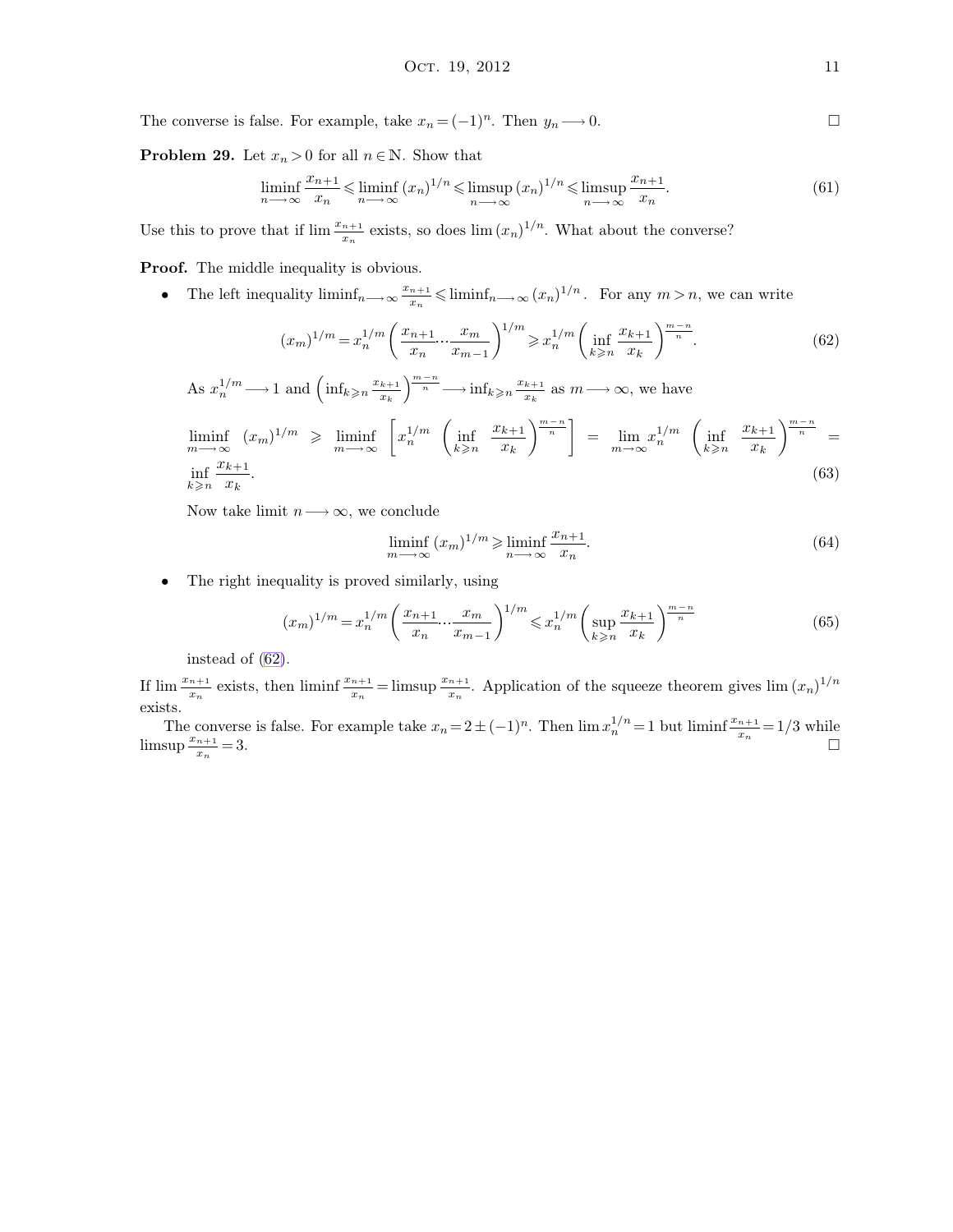The converse is false. For example, take $x_n = (-1)^n$. Then $y_n \longrightarrow 0$. $\square$

**Problem 29.** Let $x_n > 0$ for all $n \in \mathbb{N}$. Show that

$$\liminf_{n\longrightarrow\infty} \frac{x_{n+1}}{x_n} \leqslant \liminf_{n\longrightarrow\infty} (x_n)^{1/n} \leqslant \limsup_{n\longrightarrow\infty} (x_n)^{1/n} \leqslant \limsup_{n\longrightarrow\infty} \frac{x_{n+1}}{x_n}. \tag{61}$$

Use this to prove that if $\lim \frac{x_{n+1}}{x_n}$ exists, so does $\lim (x_n)^{1/n}$. What about the converse?

**Proof.** The middle inequality is obvious.

- The left inequality $\liminf_{n\longrightarrow\infty} \frac{x_{n+1}}{x_n} \leqslant \liminf_{n\longrightarrow\infty} (x_n)^{1/n}$. For any $m > n$, we can write

$$(x_m)^{1/m} = x_n^{1/m} \left( \frac{x_{n+1}}{x_n} \cdots \frac{x_m}{x_{m-1}} \right)^{1/m} \geqslant x_n^{1/m} \left( \inf_{k\geqslant n} \frac{x_{k+1}}{x_k} \right)^{\frac{m-n}{n}}. \tag{62}$$

  As $x_n^{1/m} \longrightarrow 1$ and $\left(\inf_{k\geqslant n} \frac{x_{k+1}}{x_k}\right)^{\frac{m-n}{n}} \longrightarrow \inf_{k\geqslant n} \frac{x_{k+1}}{x_k}$ as $m \longrightarrow \infty$, we have

$$\liminf_{m\longrightarrow\infty} (x_m)^{1/m} \geqslant \liminf_{m\longrightarrow\infty} \left[ x_n^{1/m} \left( \inf_{k\geqslant n} \frac{x_{k+1}}{x_k} \right)^{\frac{m-n}{n}} \right] = \lim_{m\to\infty} x_n^{1/m} \left( \inf_{k\geqslant n} \frac{x_{k+1}}{x_k} \right)^{\frac{m-n}{n}} = \inf_{k\geqslant n} \frac{x_{k+1}}{x_k}. \tag{63}$$

  Now take limit $n \longrightarrow \infty$, we conclude

$$\liminf_{m\longrightarrow\infty} (x_m)^{1/m} \geqslant \liminf_{n\longrightarrow\infty} \frac{x_{n+1}}{x_n}. \tag{64}$$

- The right inequality is proved similarly, using

$$(x_m)^{1/m} = x_n^{1/m} \left( \frac{x_{n+1}}{x_n} \cdots \frac{x_m}{x_{m-1}} \right)^{1/m} \leqslant x_n^{1/m} \left( \sup_{k\geqslant n} \frac{x_{k+1}}{x_k} \right)^{\frac{m-n}{n}} \tag{65}$$

  instead of (62).

If $\lim \frac{x_{n+1}}{x_n}$ exists, then $\liminf \frac{x_{n+1}}{x_n} = \limsup \frac{x_{n+1}}{x_n}$. Application of the squeeze theorem gives $\lim (x_n)^{1/n}$ exists.

The converse is false. For example take $x_n = 2 \pm (-1)^n$. Then $\lim x_n^{1/n} = 1$ but $\liminf \frac{x_{n+1}}{x_n} = 1/3$ while $\limsup \frac{x_{n+1}}{x_n} = 3$. $\square$